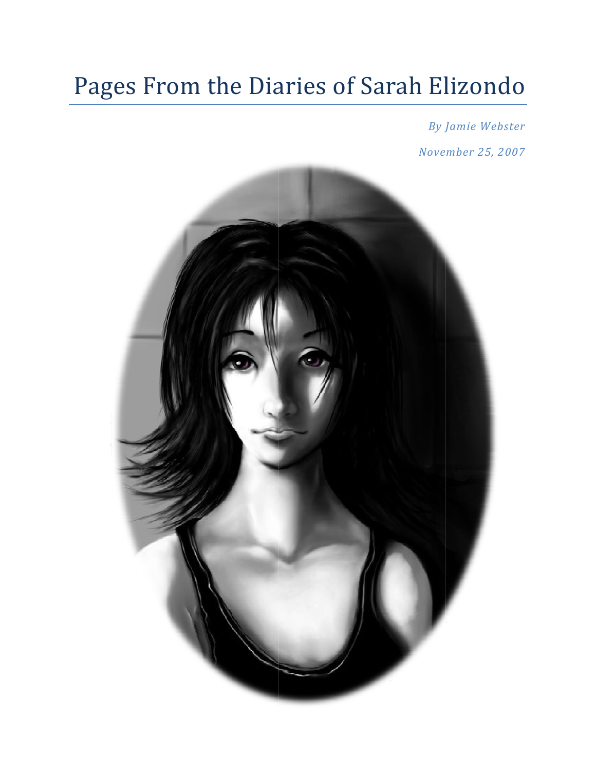# Pages From the Diaries of Sarah Elizondo

*By Jamie Webster*

*November 25, 2007*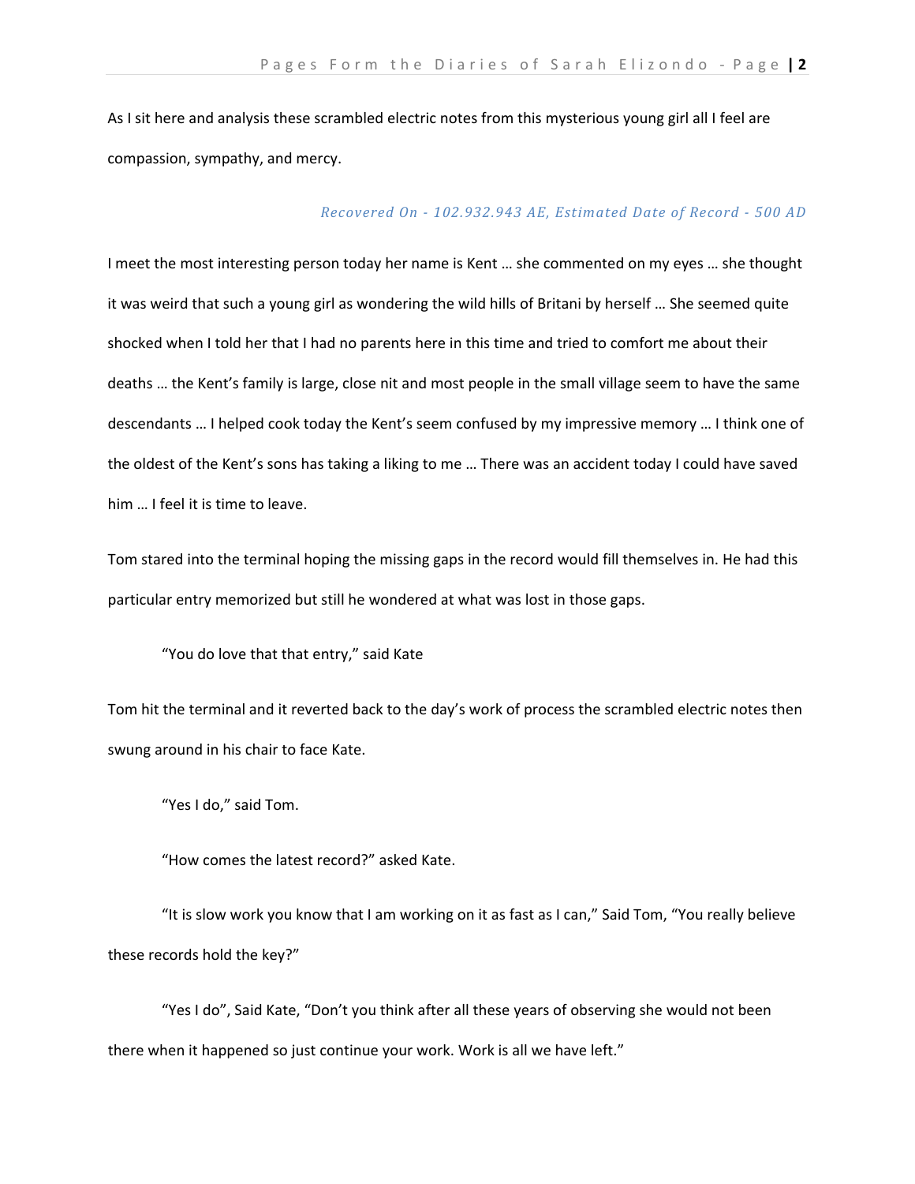As I sit here and analysis these scrambled electric notes from this mysterious young girl all I feel are compassion, sympathy, and mercy.

*Recovered On - 102.932.943 AE, Estimated Date of Record - 500 AD*

I meet the most interesting person today her name is Kent … she commented on my eyes … she thought it was weird that such a young girl as wondering the wild hills of Britani by herself … She seemed quite shocked when I told her that I had no parents here in this time and tried to comfort me about their deaths … the Kent's family is large, close nit and most people in the small village seem to have the same descendants … I helped cook today the Kent's seem confused by my impressive memory … I think one of the oldest of the Kent's sons has taking a liking to me … There was an accident today I could have saved him … I feel it is time to leave.

Tom stared into the terminal hoping the missing gaps in the record would fill themselves in. He had this particular entry memorized but still he wondered at what was lost in those gaps.

"You do love that that entry," said Kate

Tom hit the terminal and it reverted back to the day's work of process the scrambled electric notes then swung around in his chair to face Kate.

"Yes I do," said Tom.

"How comes the latest record?" asked Kate.

"It is slow work you know that I am working on it as fast as I can," Said Tom, "You really believe these records hold the key?"

"Yes I do", Said Kate, "Don't you think after all these years of observing she would not been there when it happened so just continue your work. Work is all we have left."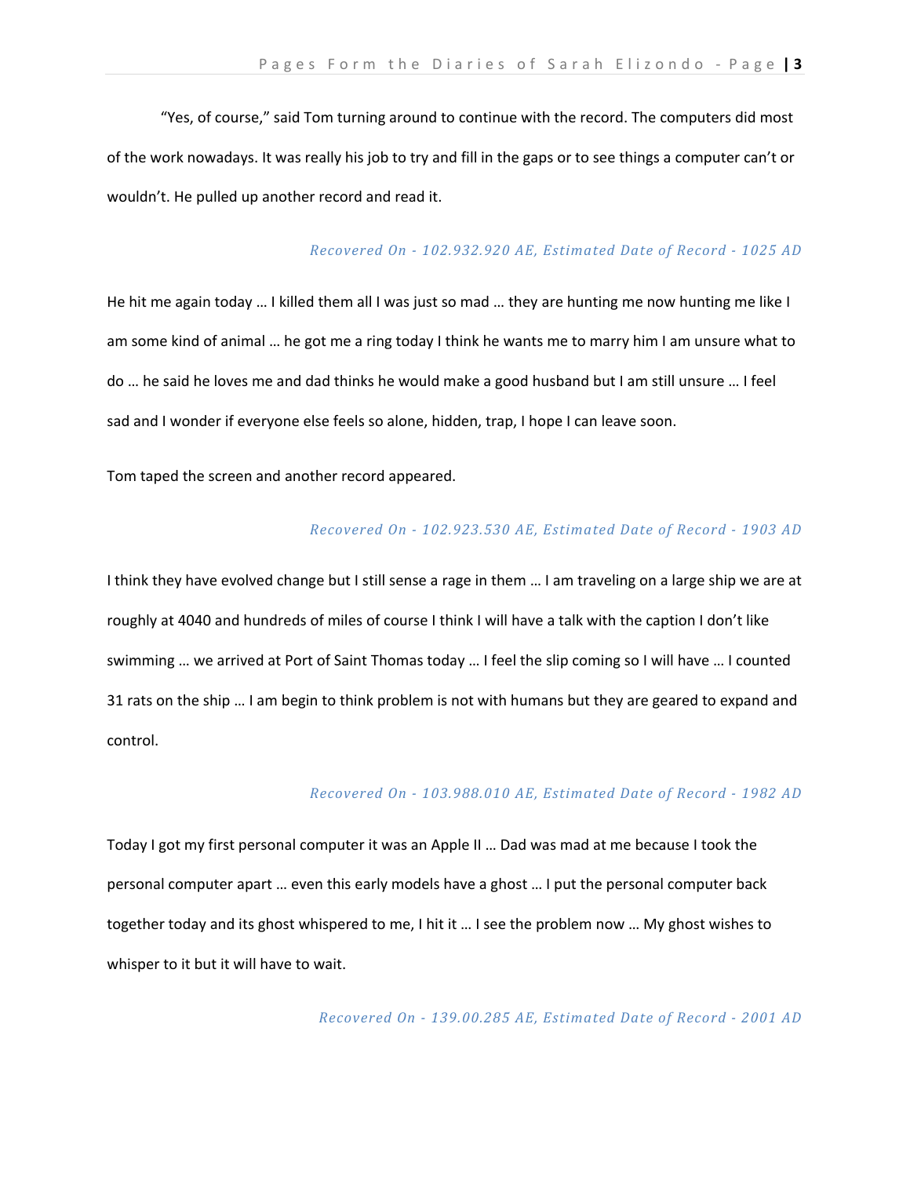"Yes, of course," said Tom turning around to continue with the record. The computers did most of the work nowadays. It was really his job to try and fill in the gaps or to see things a computer can't or wouldn't. He pulled up another record and read it.

*Recovered On - 102.932.920 AE, Estimated Date of Record - 1025 AD*

He hit me again today … I killed them all I was just so mad … they are hunting me now hunting me like I am some kind of animal … he got me a ring today I think he wants me to marry him I am unsure what to do … he said he loves me and dad thinks he would make a good husband but I am still unsure … I feel sad and I wonder if everyone else feels so alone, hidden, trap, I hope I can leave soon.

Tom taped the screen and another record appeared.

*Recovered On - 102.923.530 AE, Estimated Date of Record - 1903 AD*

I think they have evolved change but I still sense a rage in them … I am traveling on a large ship we are at roughly at 4040 and hundreds of miles of course I think I will have a talk with the caption I don't like swimming … we arrived at Port of Saint Thomas today … I feel the slip coming so I will have … I counted 31 rats on the ship … I am begin to think problem is not with humans but they are geared to expand and control.

*Recovered On - 103.988.010 AE, Estimated Date of Record - 1982 AD*

Today I got my first personal computer it was an Apple II … Dad was mad at me because I took the personal computer apart … even this early models have a ghost … I put the personal computer back together today and its ghost whispered to me, I hit it … I see the problem now … My ghost wishes to whisper to it but it will have to wait.

*Recovered On - 139.00.285 AE, Estimated Date of Record - 2001 AD*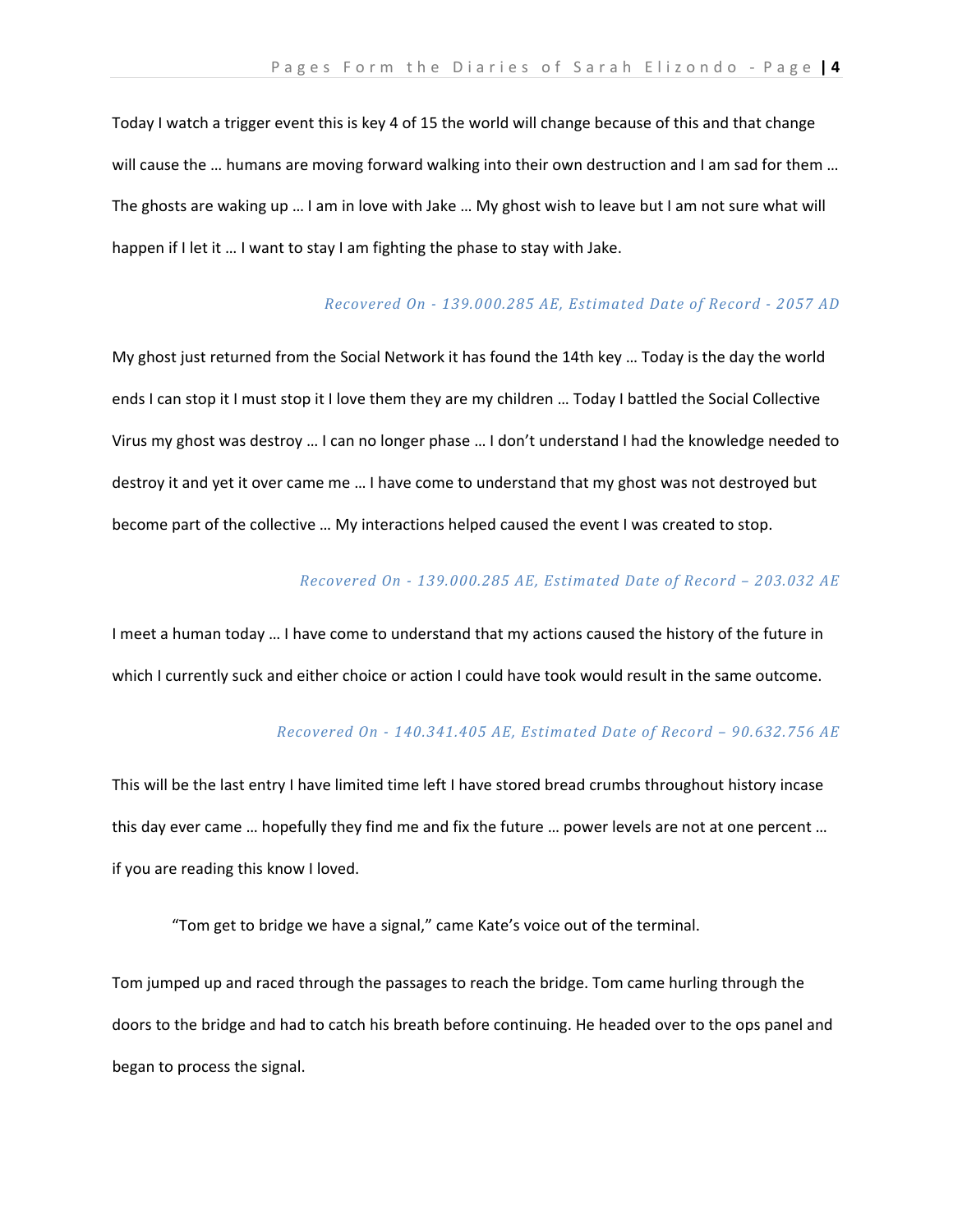Today I watch a trigger event this is key 4 of 15 the world will change because of this and that change will cause the … humans are moving forward walking into their own destruction and I am sad for them … The ghosts are waking up … I am in love with Jake … My ghost wish to leave but I am not sure what will happen if I let it … I want to stay I am fighting the phase to stay with Jake.

*Recovered On - 139.000.285 AE, Estimated Date of Record - 2057 AD*

My ghost just returned from the Social Network it has found the 14th key … Today is the day the world ends I can stop it I must stop it I love them they are my children … Today I battled the Social Collective Virus my ghost was destroy … I can no longer phase … I don't understand I had the knowledge needed to destroy it and yet it over came me … I have come to understand that my ghost was not destroyed but become part of the collective … My interactions helped caused the event I was created to stop.

*Recovered On - 139.000.285 AE, Estimated Date of Record – 203.032 AE*

I meet a human today … I have come to understand that my actions caused the history of the future in which I currently suck and either choice or action I could have took would result in the same outcome.

*Recovered On - 140.341.405 AE, Estimated Date of Record – 90.632.756 AE*

This will be the last entry I have limited time left I have stored bread crumbs throughout history incase this day ever came … hopefully they find me and fix the future … power levels are not at one percent … if you are reading this know I loved.

"Tom get to bridge we have a signal," came Kate's voice out of the terminal.

Tom jumped up and raced through the passages to reach the bridge. Tom came hurling through the doors to the bridge and had to catch his breath before continuing. He headed over to the ops panel and began to process the signal.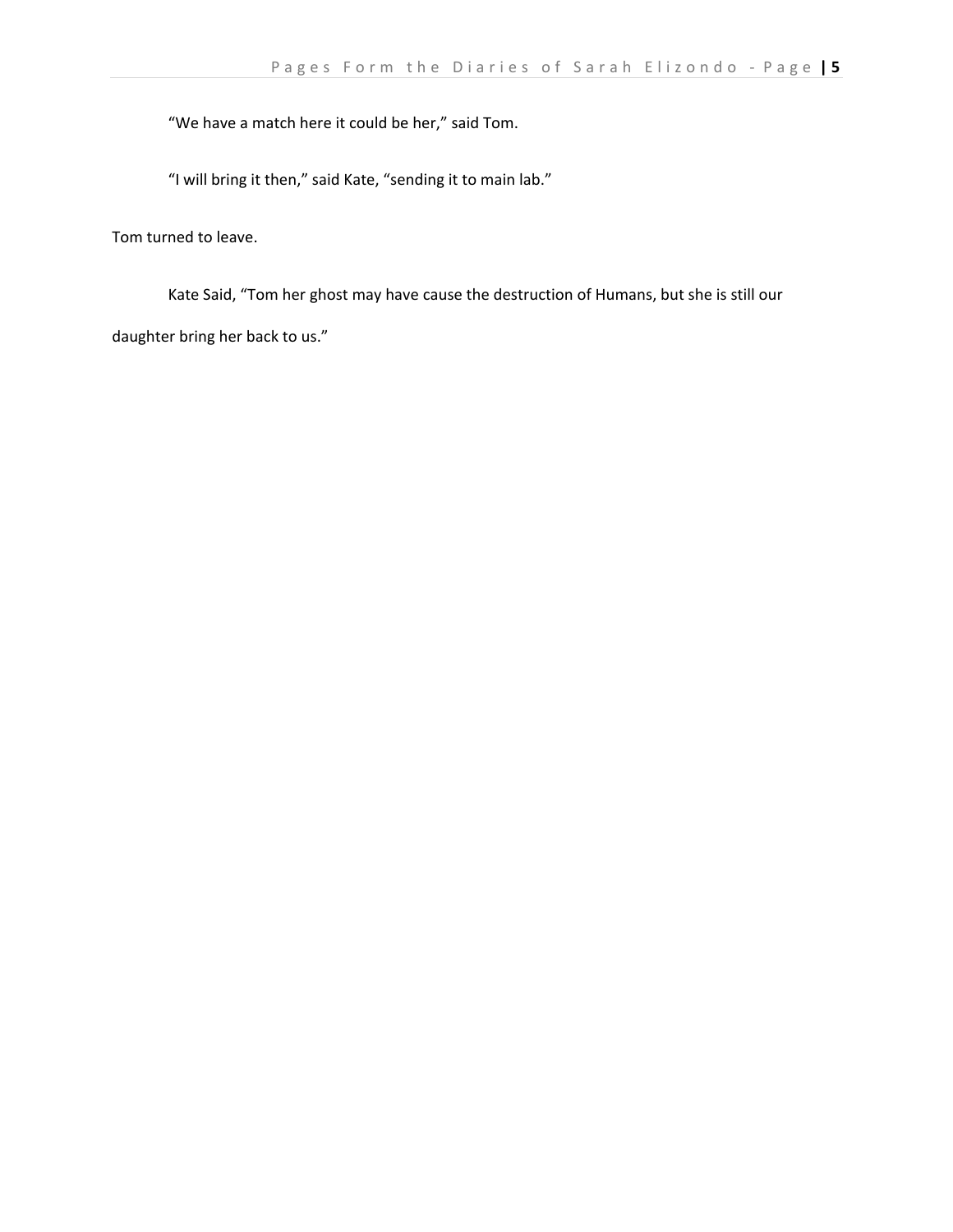"We have a match here it could be her," said Tom.

"I will bring it then," said Kate, "sending it to main lab."

Tom turned to leave.

Kate Said, "Tom her ghost may have cause the destruction of Humans, but she is still our daughter bring her back to us."